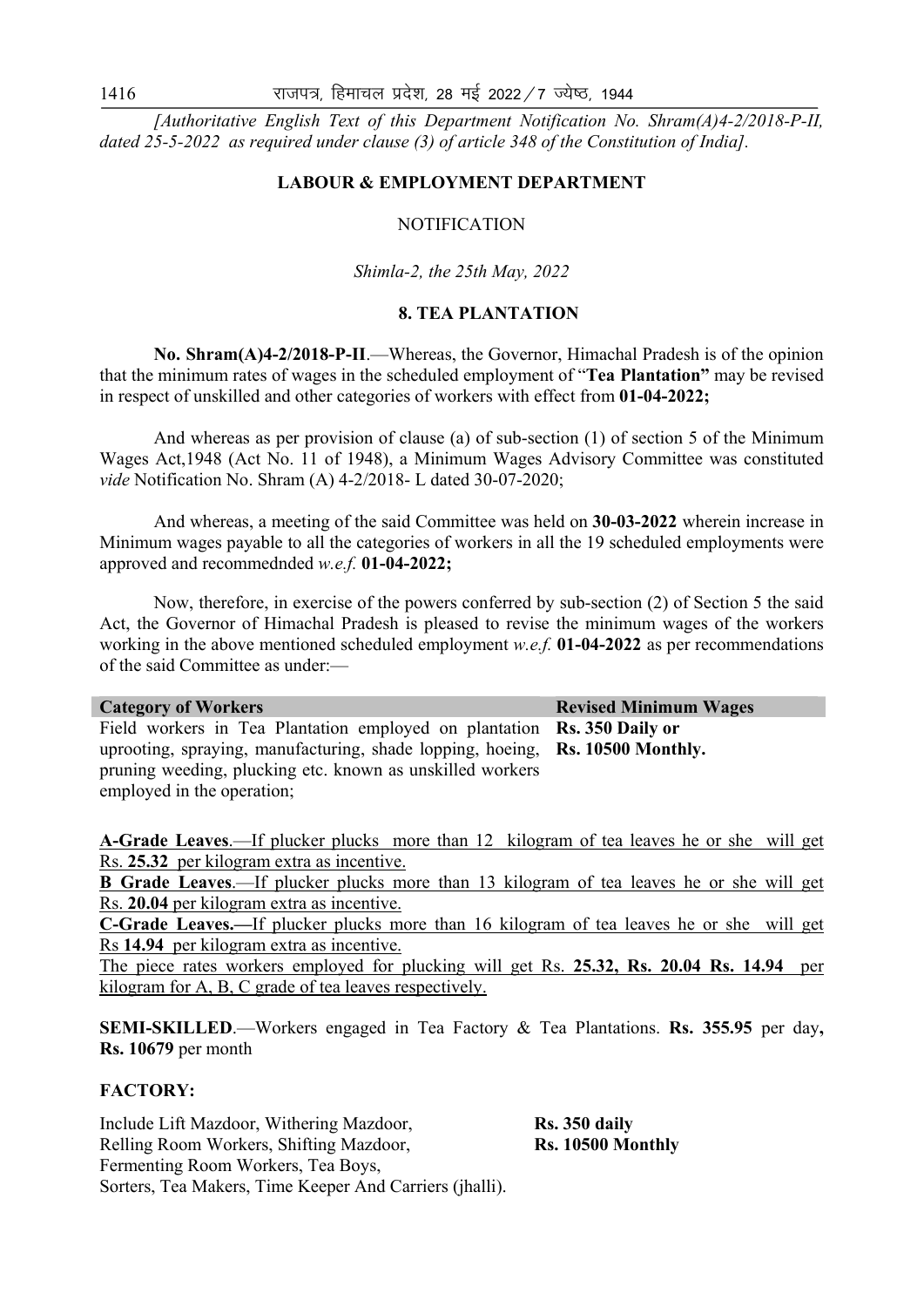*[Authoritative English Text of this Department Notification No. Shram(A)4-2/2018-P-II, dated 25-5-2022 as required under clause (3) of article 348 of the Constitution of India].*

**LABOUR & EMPLOYMENT DEPARTMENT**

NOTIFICATION

*Shimla-2, the 25th May, 2022*

**8. TEA PLANTATION**

**No. Shram(A)4-2/2018-P-II**.—Whereas, the Governor, Himachal Pradesh is of the opinion that the minimum rates of wages in the scheduled employment of "**Tea Plantation"** may be revised in respect of unskilled and other categories of workers with effect from **01-04-2022;**

And whereas as per provision of clause (a) of sub-section (1) of section 5 of the Minimum Wages Act,1948 (Act No. 11 of 1948), a Minimum Wages Advisory Committee was constituted *vide* Notification No. Shram (A) 4-2/2018- L dated 30-07-2020;

And whereas, a meeting of the said Committee was held on **30-03-2022** wherein increase in Minimum wages payable to all the categories of workers in all the 19 scheduled employments were approved and recommednded *w.e.f.* **01-04-2022;**

Now, therefore, in exercise of the powers conferred by sub-section (2) of Section 5 the said Act, the Governor of Himachal Pradesh is pleased to revise the minimum wages of the workers working in the above mentioned scheduled employment *w.e.f.* **01-04-2022** as per recommendations of the said Committee as under:—

| Category of Workers | Revised Minimum Wages |
|---|---|
| Field workers in Tea Plantation employed on plantation uprooting, spraying, manufacturing, shade lopping, hoeing, pruning weeding, plucking etc. known as unskilled workers employed in the operation; | **Rs. 350 Daily or Rs. 10500 Monthly.** |

**A-Grade Leaves**.—If plucker plucks more than 12 kilogram of tea leaves he or she will get Rs. **25.32** per kilogram extra as incentive.

**B Grade Leaves**.—If plucker plucks more than 13 kilogram of tea leaves he or she will get Rs. **20.04** per kilogram extra as incentive.

**C-Grade Leaves.—**If plucker plucks more than 16 kilogram of tea leaves he or she will get Rs **14.94** per kilogram extra as incentive.

The piece rates workers employed for plucking will get Rs. **25.32, Rs. 20.04 Rs. 14.94** per kilogram for A, B, C grade of tea leaves respectively.

**SEMI-SKILLED**.—Workers engaged in Tea Factory & Tea Plantations. **Rs. 355.95** per day**, Rs. 10679** per month

**FACTORY:**

| | |
|---|---|
| Include Lift Mazdoor, Withering Mazdoor, Relling Room Workers, Shifting Mazdoor, Fermenting Room Workers, Tea Boys, Sorters, Tea Makers, Time Keeper And Carriers (jhalli). | **Rs. 350 daily Rs. 10500 Monthly** |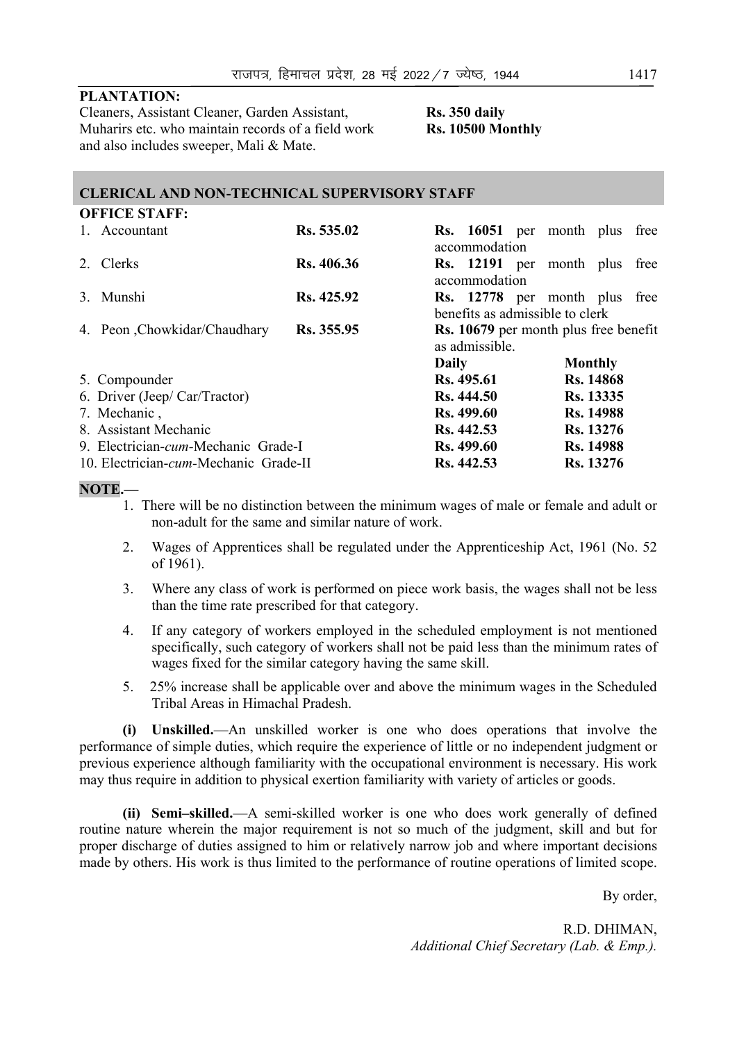**PLANTATION:**

| | |
|---|---|
| Cleaners, Assistant Cleaner, Garden Assistant, Muharirs etc. who maintain records of a field work and also includes sweeper, Mali & Mate. | **Rs. 350 daily** **Rs. 10500 Monthly** |

## CLERICAL AND NON-TECHNICAL SUPERVISORY STAFF

**OFFICE STAFF:**

| | | | |
|---|---|---|---|
| 1. Accountant | **Rs. 535.02** | **Rs. 16051** per month plus free accommodation | |
| 2. Clerks | **Rs. 406.36** | **Rs. 12191** per month plus free accommodation | |
| 3. Munshi | **Rs. 425.92** | **Rs. 12778** per month plus free benefits as admissible to clerk | |
| 4. Peon ,Chowkidar/Chaudhary | **Rs. 355.95** | **Rs. 10679** per month plus free benefit as admissible. | |
| | | **Daily** | **Monthly** |
| 5. Compounder | | **Rs. 495.61** | **Rs. 14868** |
| 6. Driver (Jeep/ Car/Tractor) | | **Rs. 444.50** | **Rs. 13335** |
| 7. Mechanic , | | **Rs. 499.60** | **Rs. 14988** |
| 8. Assistant Mechanic | | **Rs. 442.53** | **Rs. 13276** |
| 9. Electrician-*cum*-Mechanic Grade-I | | **Rs. 499.60** | **Rs. 14988** |
| 10. Electrician-*cum*-Mechanic Grade-II | | **Rs. 442.53** | **Rs. 13276** |

**NOTE.—**

1. There will be no distinction between the minimum wages of male or female and adult or non-adult for the same and similar nature of work.
2. Wages of Apprentices shall be regulated under the Apprenticeship Act, 1961 (No. 52 of 1961).
3. Where any class of work is performed on piece work basis, the wages shall not be less than the time rate prescribed for that category.
4. If any category of workers employed in the scheduled employment is not mentioned specifically, such category of workers shall not be paid less than the minimum rates of wages fixed for the similar category having the same skill.
5. 25% increase shall be applicable over and above the minimum wages in the Scheduled Tribal Areas in Himachal Pradesh.

**(i) Unskilled.**—An unskilled worker is one who does operations that involve the performance of simple duties, which require the experience of little or no independent judgment or previous experience although familiarity with the occupational environment is necessary. His work may thus require in addition to physical exertion familiarity with variety of articles or goods.

**(ii) Semi–skilled.**—A semi-skilled worker is one who does work generally of defined routine nature wherein the major requirement is not so much of the judgment, skill and but for proper discharge of duties assigned to him or relatively narrow job and where important decisions made by others. His work is thus limited to the performance of routine operations of limited scope.

By order,

R.D. DHIMAN,
*Additional Chief Secretary (Lab. & Emp.).*